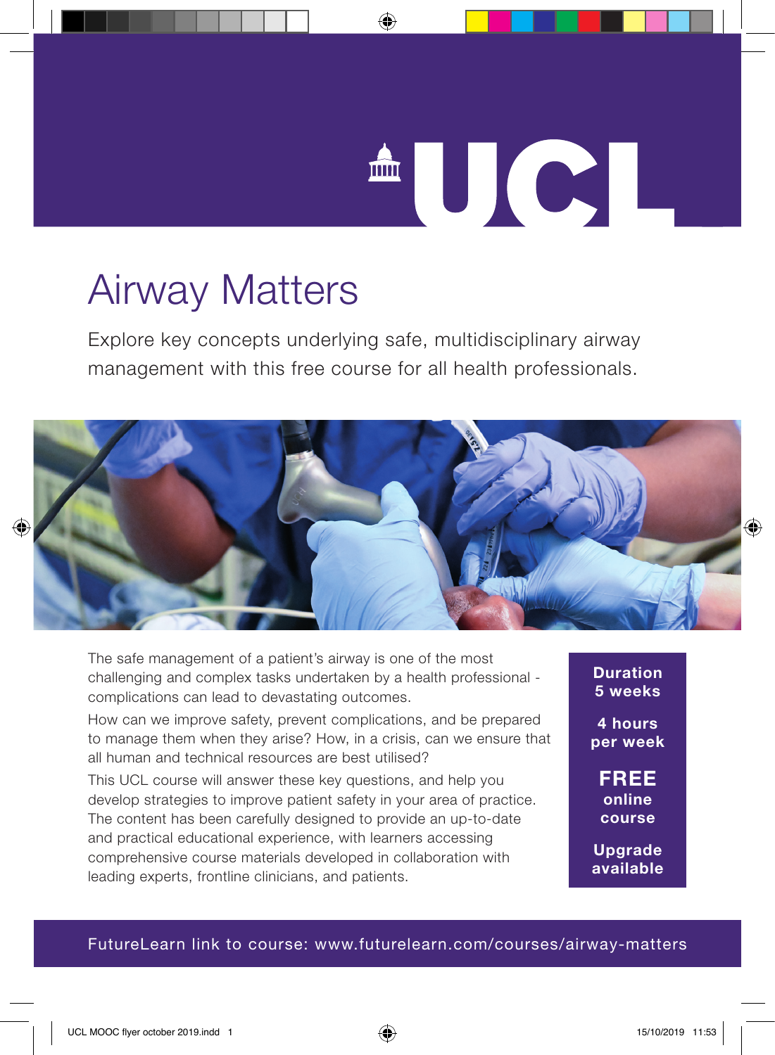UCL

# Airway Matters

Explore key concepts underlying safe, multidisciplinary airway management with this free course for all health professionals.

The safe management of a patient's airway is one of the most challenging and complex tasks undertaken by a health professional - complications can lead to devastating outcomes.

How can we improve safety, prevent complications, and be prepared to manage them when they arise? How, in a crisis, can we ensure that all human and technical resources are best utilised?

This UCL course will answer these key questions, and help you develop strategies to improve patient safety in your area of practice. The content has been carefully designed to provide an up-to-date and practical educational experience, with learners accessing comprehensive course materials developed in collaboration with leading experts, frontline clinicians, and patients.

**Duration**
**5 weeks**

**4 hours per week**

**FREE online course**

**Upgrade available**

FutureLearn link to course: www.futurelearn.com/courses/airway-matters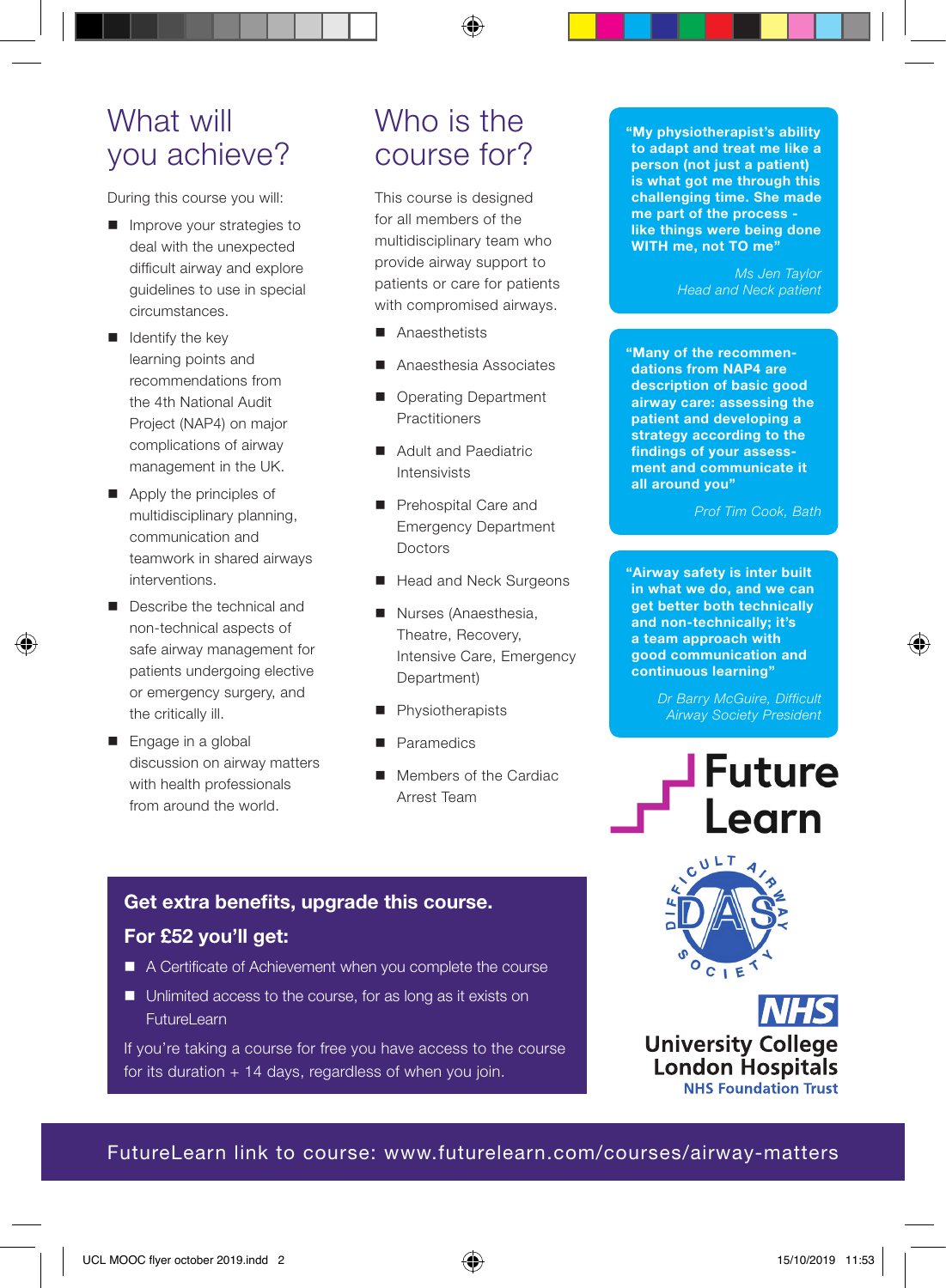## What will you achieve?

During this course you will:

- Improve your strategies to deal with the unexpected difficult airway and explore guidelines to use in special circumstances.
- Identify the key learning points and recommendations from the 4th National Audit Project (NAP4) on major complications of airway management in the UK.
- Apply the principles of multidisciplinary planning, communication and teamwork in shared airways interventions.
- Describe the technical and non-technical aspects of safe airway management for patients undergoing elective or emergency surgery, and the critically ill.
- Engage in a global discussion on airway matters with health professionals from around the world.

## Who is the course for?

This course is designed for all members of the multidisciplinary team who provide airway support to patients or care for patients with compromised airways.

- Anaesthetists
- Anaesthesia Associates
- Operating Department Practitioners
- Adult and Paediatric Intensivists
- Prehospital Care and Emergency Department Doctors
- Head and Neck Surgeons
- Nurses (Anaesthesia, Theatre, Recovery, Intensive Care, Emergency Department)
- Physiotherapists
- Paramedics
- Members of the Cardiac Arrest Team

**"My physiotherapist's ability to adapt and treat me like a person (not just a patient) is what got me through this challenging time. She made me part of the process - like things were being done WITH me, not TO me"**

*Ms Jen Taylor*
*Head and Neck patient*

**"Many of the recommendations from NAP4 are description of basic good airway care: assessing the patient and developing a strategy according to the findings of your assessment and communicate it all around you"**

*Prof Tim Cook, Bath*

**"Airway safety is inter built in what we do, and we can get better both technically and non-technically; it's a team approach with good communication and continuous learning"**

*Dr Barry McGuire, Difficult Airway Society President*

Future Learn

Difficult Airway Society (DAS)

NHS University College London Hospitals NHS Foundation Trust

### Get extra benefits, upgrade this course.

### For £52 you'll get:

- A Certificate of Achievement when you complete the course
- Unlimited access to the course, for as long as it exists on FutureLearn

If you're taking a course for free you have access to the course for its duration + 14 days, regardless of when you join.

FutureLearn link to course: www.futurelearn.com/courses/airway-matters